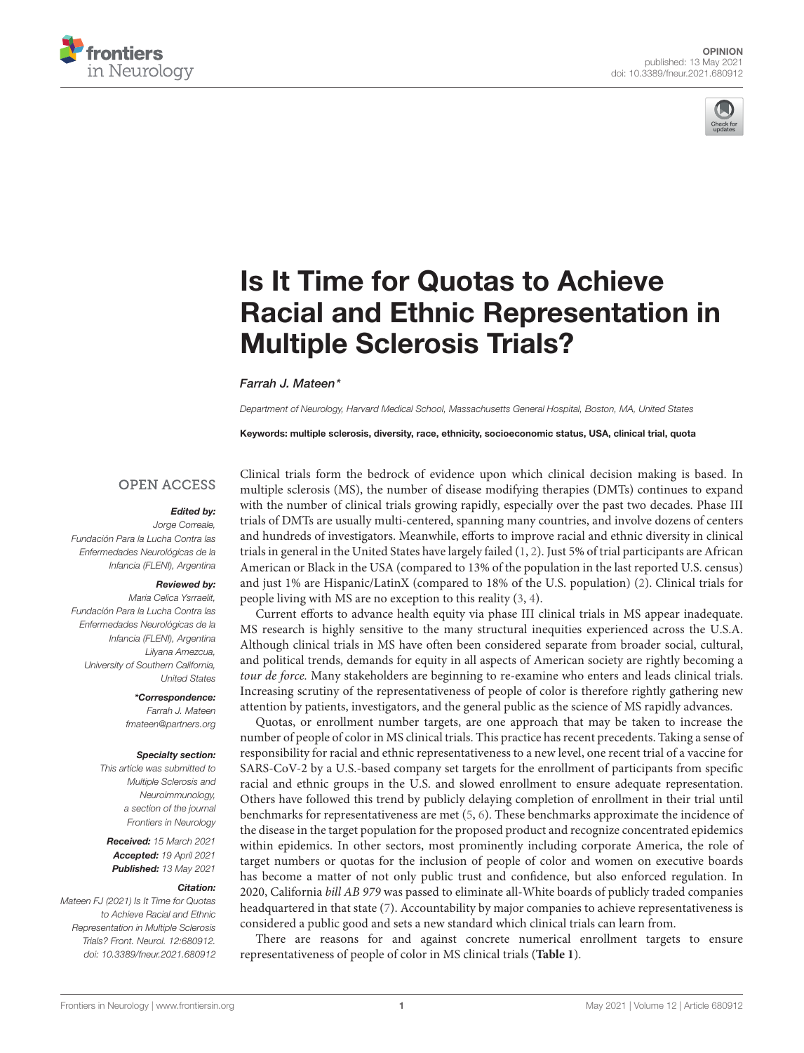OPINION
published: 13 May 2021
doi: 10.3389/fneur.2021.680912

# Is It Time for Quotas to Achieve Racial and Ethnic Representation in Multiple Sclerosis Trials?

*Farrah J. Mateen\**

*Department of Neurology, Harvard Medical School, Massachusetts General Hospital, Boston, MA, United States*

**Keywords: multiple sclerosis, diversity, race, ethnicity, socioeconomic status, USA, clinical trial, quota**

OPEN ACCESS

***Edited by:***
*Jorge Correale,*
*Fundación Para la Lucha Contra las Enfermedades Neurológicas de la Infancia (FLENI), Argentina*

***Reviewed by:***
*Maria Celica Ysrraelit,*
*Fundación Para la Lucha Contra las Enfermedades Neurológicas de la Infancia (FLENI), Argentina*
*Lilyana Amezcua,*
*University of Southern California, United States*

***\*Correspondence:***
*Farrah J. Mateen*
*fmateen@partners.org*

***Specialty section:***
*This article was submitted to Multiple Sclerosis and Neuroimmunology, a section of the journal Frontiers in Neurology*

***Received:*** *15 March 2021*
***Accepted:*** *19 April 2021*
***Published:*** *13 May 2021*

***Citation:***
*Mateen FJ (2021) Is It Time for Quotas to Achieve Racial and Ethnic Representation in Multiple Sclerosis Trials? Front. Neurol. 12:680912. doi: 10.3389/fneur.2021.680912*

Clinical trials form the bedrock of evidence upon which clinical decision making is based. In multiple sclerosis (MS), the number of disease modifying therapies (DMTs) continues to expand with the number of clinical trials growing rapidly, especially over the past two decades. Phase III trials of DMTs are usually multi-centered, spanning many countries, and involve dozens of centers and hundreds of investigators. Meanwhile, efforts to improve racial and ethnic diversity in clinical trials in general in the United States have largely failed (1, 2). Just 5% of trial participants are African American or Black in the USA (compared to 13% of the population in the last reported U.S. census) and just 1% are Hispanic/LatinX (compared to 18% of the U.S. population) (2). Clinical trials for people living with MS are no exception to this reality (3, 4).

Current efforts to advance health equity via phase III clinical trials in MS appear inadequate. MS research is highly sensitive to the many structural inequities experienced across the U.S.A. Although clinical trials in MS have often been considered separate from broader social, cultural, and political trends, demands for equity in all aspects of American society are rightly becoming a *tour de force.* Many stakeholders are beginning to re-examine who enters and leads clinical trials. Increasing scrutiny of the representativeness of people of color is therefore rightly gathering new attention by patients, investigators, and the general public as the science of MS rapidly advances.

Quotas, or enrollment number targets, are one approach that may be taken to increase the number of people of color in MS clinical trials. This practice has recent precedents. Taking a sense of responsibility for racial and ethnic representativeness to a new level, one recent trial of a vaccine for SARS-CoV-2 by a U.S.-based company set targets for the enrollment of participants from specific racial and ethnic groups in the U.S. and slowed enrollment to ensure adequate representation. Others have followed this trend by publicly delaying completion of enrollment in their trial until benchmarks for representativeness are met (5, 6). These benchmarks approximate the incidence of the disease in the target population for the proposed product and recognize concentrated epidemics within epidemics. In other sectors, most prominently including corporate America, the role of target numbers or quotas for the inclusion of people of color and women on executive boards has become a matter of not only public trust and confidence, but also enforced regulation. In 2020, California *bill AB 979* was passed to eliminate all-White boards of publicly traded companies headquartered in that state (7). Accountability by major companies to achieve representativeness is considered a public good and sets a new standard which clinical trials can learn from.

There are reasons for and against concrete numerical enrollment targets to ensure representativeness of people of color in MS clinical trials (**Table 1**).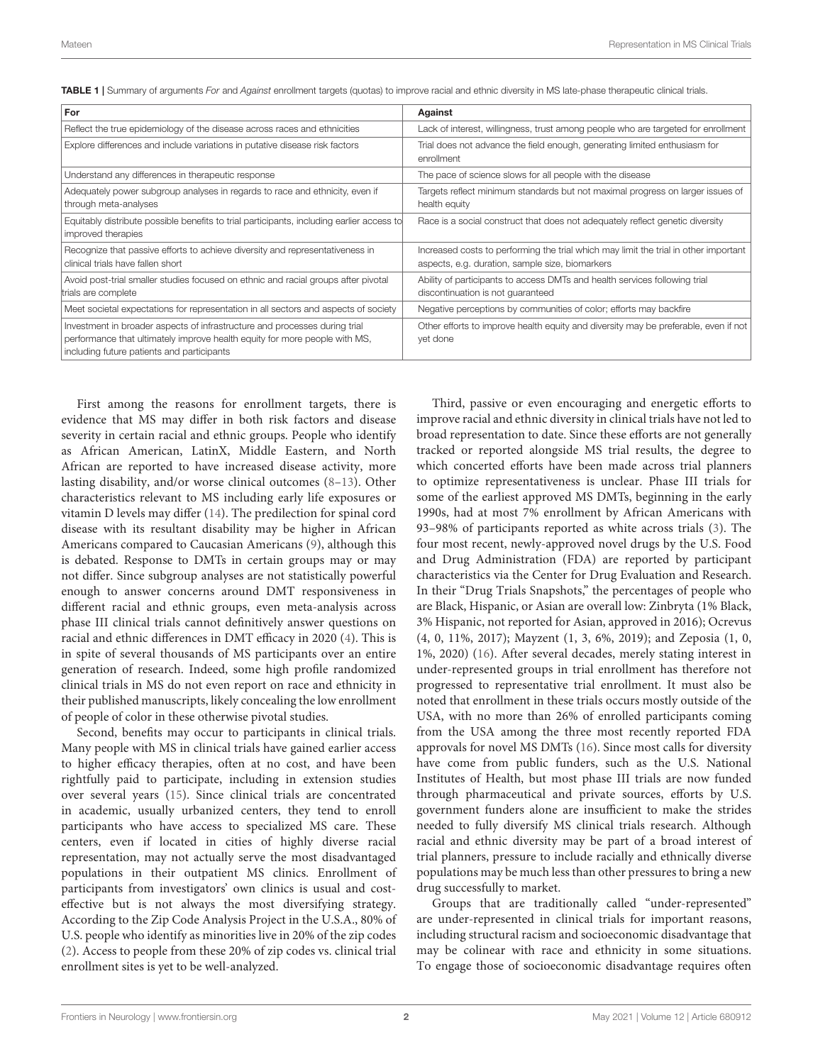**TABLE 1** | Summary of arguments *For* and *Against* enrollment targets (quotas) to improve racial and ethnic diversity in MS late-phase therapeutic clinical trials.

| For | Against |
|---|---|
| Reflect the true epidemiology of the disease across races and ethnicities | Lack of interest, willingness, trust among people who are targeted for enrollment |
| Explore differences and include variations in putative disease risk factors | Trial does not advance the field enough, generating limited enthusiasm for enrollment |
| Understand any differences in therapeutic response | The pace of science slows for all people with the disease |
| Adequately power subgroup analyses in regards to race and ethnicity, even if through meta-analyses | Targets reflect minimum standards but not maximal progress on larger issues of health equity |
| Equitably distribute possible benefits to trial participants, including earlier access to improved therapies | Race is a social construct that does not adequately reflect genetic diversity |
| Recognize that passive efforts to achieve diversity and representativeness in clinical trials have fallen short | Increased costs to performing the trial which may limit the trial in other important aspects, e.g. duration, sample size, biomarkers |
| Avoid post-trial smaller studies focused on ethnic and racial groups after pivotal trials are complete | Ability of participants to access DMTs and health services following trial discontinuation is not guaranteed |
| Meet societal expectations for representation in all sectors and aspects of society | Negative perceptions by communities of color; efforts may backfire |
| Investment in broader aspects of infrastructure and processes during trial performance that ultimately improve health equity for more people with MS, including future patients and participants | Other efforts to improve health equity and diversity may be preferable, even if not yet done |

First among the reasons for enrollment targets, there is evidence that MS may differ in both risk factors and disease severity in certain racial and ethnic groups. People who identify as African American, LatinX, Middle Eastern, and North African are reported to have increased disease activity, more lasting disability, and/or worse clinical outcomes (8–13). Other characteristics relevant to MS including early life exposures or vitamin D levels may differ (14). The predilection for spinal cord disease with its resultant disability may be higher in African Americans compared to Caucasian Americans (9), although this is debated. Response to DMTs in certain groups may or may not differ. Since subgroup analyses are not statistically powerful enough to answer concerns around DMT responsiveness in different racial and ethnic groups, even meta-analysis across phase III clinical trials cannot definitively answer questions on racial and ethnic differences in DMT efficacy in 2020 (4). This is in spite of several thousands of MS participants over an entire generation of research. Indeed, some high profile randomized clinical trials in MS do not even report on race and ethnicity in their published manuscripts, likely concealing the low enrollment of people of color in these otherwise pivotal studies.

Second, benefits may occur to participants in clinical trials. Many people with MS in clinical trials have gained earlier access to higher efficacy therapies, often at no cost, and have been rightfully paid to participate, including in extension studies over several years (15). Since clinical trials are concentrated in academic, usually urbanized centers, they tend to enroll participants who have access to specialized MS care. These centers, even if located in cities of highly diverse racial representation, may not actually serve the most disadvantaged populations in their outpatient MS clinics. Enrollment of participants from investigators' own clinics is usual and cost-effective but is not always the most diversifying strategy. According to the Zip Code Analysis Project in the U.S.A., 80% of U.S. people who identify as minorities live in 20% of the zip codes (2). Access to people from these 20% of zip codes vs. clinical trial enrollment sites is yet to be well-analyzed.

Third, passive or even encouraging and energetic efforts to improve racial and ethnic diversity in clinical trials have not led to broad representation to date. Since these efforts are not generally tracked or reported alongside MS trial results, the degree to which concerted efforts have been made across trial planners to optimize representativeness is unclear. Phase III trials for some of the earliest approved MS DMTs, beginning in the early 1990s, had at most 7% enrollment by African Americans with 93–98% of participants reported as white across trials (3). The four most recent, newly-approved novel drugs by the U.S. Food and Drug Administration (FDA) are reported by participant characteristics via the Center for Drug Evaluation and Research. In their "Drug Trials Snapshots," the percentages of people who are Black, Hispanic, or Asian are overall low: Zinbryta (1% Black, 3% Hispanic, not reported for Asian, approved in 2016); Ocrevus (4, 0, 11%, 2017); Mayzent (1, 3, 6%, 2019); and Zeposia (1, 0, 1%, 2020) (16). After several decades, merely stating interest in under-represented groups in trial enrollment has therefore not progressed to representative trial enrollment. It must also be noted that enrollment in these trials occurs mostly outside of the USA, with no more than 26% of enrolled participants coming from the USA among the three most recently reported FDA approvals for novel MS DMTs (16). Since most calls for diversity have come from public funders, such as the U.S. National Institutes of Health, but most phase III trials are now funded through pharmaceutical and private sources, efforts by U.S. government funders alone are insufficient to make the strides needed to fully diversify MS clinical trials research. Although racial and ethnic diversity may be part of a broad interest of trial planners, pressure to include racially and ethnically diverse populations may be much less than other pressures to bring a new drug successfully to market.

Groups that are traditionally called "under-represented" are under-represented in clinical trials for important reasons, including structural racism and socioeconomic disadvantage that may be colinear with race and ethnicity in some situations. To engage those of socioeconomic disadvantage requires often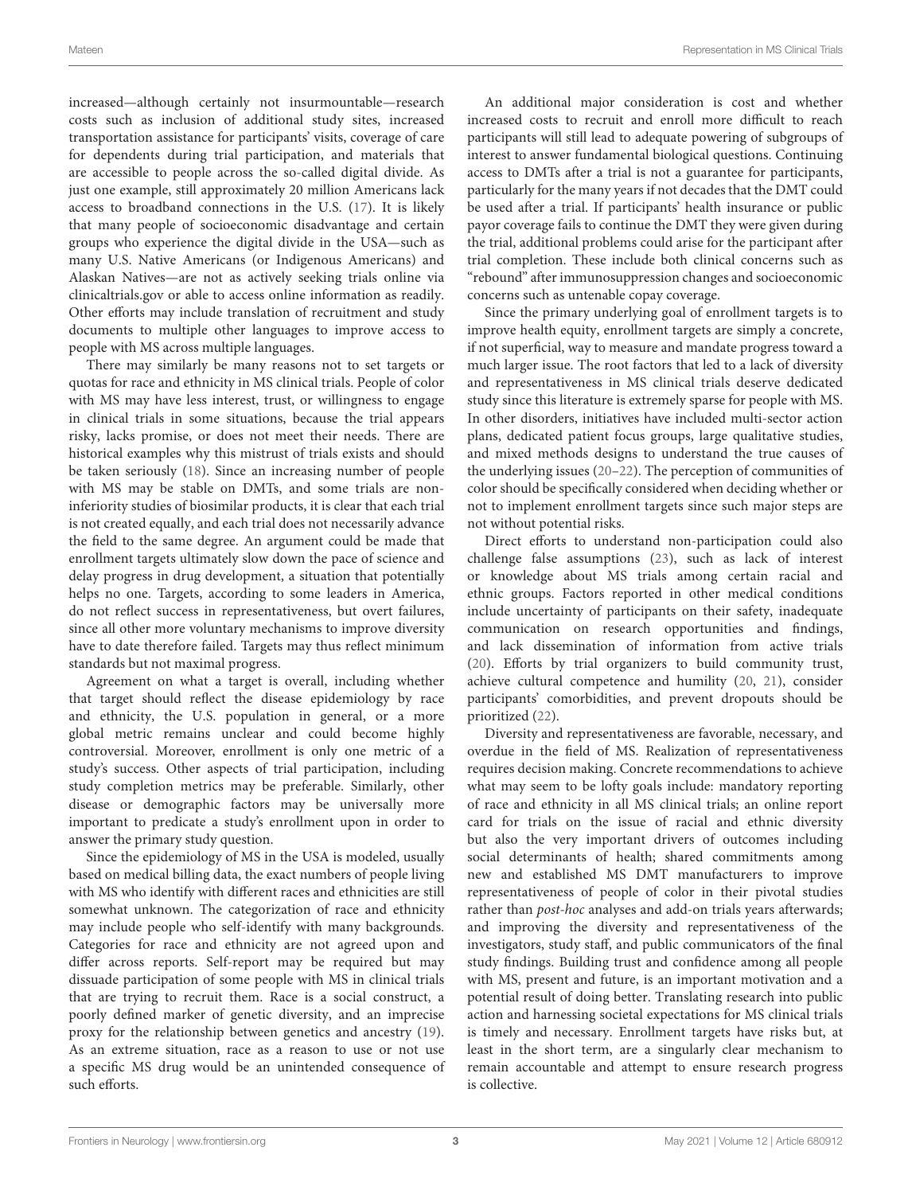increased—although certainly not insurmountable—research costs such as inclusion of additional study sites, increased transportation assistance for participants' visits, coverage of care for dependents during trial participation, and materials that are accessible to people across the so-called digital divide. As just one example, still approximately 20 million Americans lack access to broadband connections in the U.S. (17). It is likely that many people of socioeconomic disadvantage and certain groups who experience the digital divide in the USA—such as many U.S. Native Americans (or Indigenous Americans) and Alaskan Natives—are not as actively seeking trials online via clinicaltrials.gov or able to access online information as readily. Other efforts may include translation of recruitment and study documents to multiple other languages to improve access to people with MS across multiple languages.

There may similarly be many reasons not to set targets or quotas for race and ethnicity in MS clinical trials. People of color with MS may have less interest, trust, or willingness to engage in clinical trials in some situations, because the trial appears risky, lacks promise, or does not meet their needs. There are historical examples why this mistrust of trials exists and should be taken seriously (18). Since an increasing number of people with MS may be stable on DMTs, and some trials are non-inferiority studies of biosimilar products, it is clear that each trial is not created equally, and each trial does not necessarily advance the field to the same degree. An argument could be made that enrollment targets ultimately slow down the pace of science and delay progress in drug development, a situation that potentially helps no one. Targets, according to some leaders in America, do not reflect success in representativeness, but overt failures, since all other more voluntary mechanisms to improve diversity have to date therefore failed. Targets may thus reflect minimum standards but not maximal progress.

Agreement on what a target is overall, including whether that target should reflect the disease epidemiology by race and ethnicity, the U.S. population in general, or a more global metric remains unclear and could become highly controversial. Moreover, enrollment is only one metric of a study's success. Other aspects of trial participation, including study completion metrics may be preferable. Similarly, other disease or demographic factors may be universally more important to predicate a study's enrollment upon in order to answer the primary study question.

Since the epidemiology of MS in the USA is modeled, usually based on medical billing data, the exact numbers of people living with MS who identify with different races and ethnicities are still somewhat unknown. The categorization of race and ethnicity may include people who self-identify with many backgrounds. Categories for race and ethnicity are not agreed upon and differ across reports. Self-report may be required but may dissuade participation of some people with MS in clinical trials that are trying to recruit them. Race is a social construct, a poorly defined marker of genetic diversity, and an imprecise proxy for the relationship between genetics and ancestry (19). As an extreme situation, race as a reason to use or not use a specific MS drug would be an unintended consequence of such efforts.

An additional major consideration is cost and whether increased costs to recruit and enroll more difficult to reach participants will still lead to adequate powering of subgroups of interest to answer fundamental biological questions. Continuing access to DMTs after a trial is not a guarantee for participants, particularly for the many years if not decades that the DMT could be used after a trial. If participants' health insurance or public payor coverage fails to continue the DMT they were given during the trial, additional problems could arise for the participant after trial completion. These include both clinical concerns such as "rebound" after immunosuppression changes and socioeconomic concerns such as untenable copay coverage.

Since the primary underlying goal of enrollment targets is to improve health equity, enrollment targets are simply a concrete, if not superficial, way to measure and mandate progress toward a much larger issue. The root factors that led to a lack of diversity and representativeness in MS clinical trials deserve dedicated study since this literature is extremely sparse for people with MS. In other disorders, initiatives have included multi-sector action plans, dedicated patient focus groups, large qualitative studies, and mixed methods designs to understand the true causes of the underlying issues (20–22). The perception of communities of color should be specifically considered when deciding whether or not to implement enrollment targets since such major steps are not without potential risks.

Direct efforts to understand non-participation could also challenge false assumptions (23), such as lack of interest or knowledge about MS trials among certain racial and ethnic groups. Factors reported in other medical conditions include uncertainty of participants on their safety, inadequate communication on research opportunities and findings, and lack dissemination of information from active trials (20). Efforts by trial organizers to build community trust, achieve cultural competence and humility (20, 21), consider participants' comorbidities, and prevent dropouts should be prioritized (22).

Diversity and representativeness are favorable, necessary, and overdue in the field of MS. Realization of representativeness requires decision making. Concrete recommendations to achieve what may seem to be lofty goals include: mandatory reporting of race and ethnicity in all MS clinical trials; an online report card for trials on the issue of racial and ethnic diversity but also the very important drivers of outcomes including social determinants of health; shared commitments among new and established MS DMT manufacturers to improve representativeness of people of color in their pivotal studies rather than *post-hoc* analyses and add-on trials years afterwards; and improving the diversity and representativeness of the investigators, study staff, and public communicators of the final study findings. Building trust and confidence among all people with MS, present and future, is an important motivation and a potential result of doing better. Translating research into public action and harnessing societal expectations for MS clinical trials is timely and necessary. Enrollment targets have risks but, at least in the short term, are a singularly clear mechanism to remain accountable and attempt to ensure research progress is collective.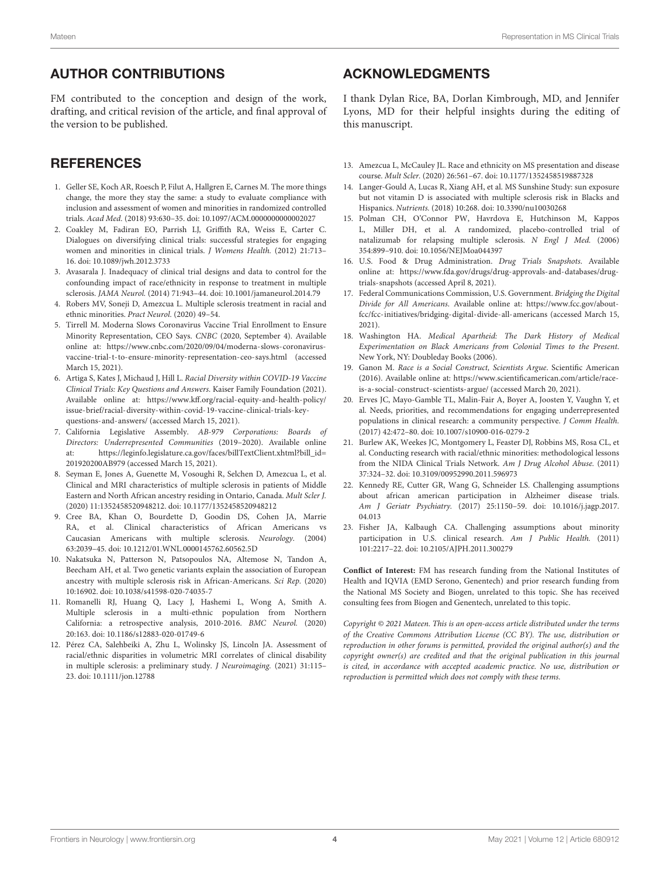## AUTHOR CONTRIBUTIONS

FM contributed to the conception and design of the work, drafting, and critical revision of the article, and final approval of the version to be published.

## ACKNOWLEDGMENTS

I thank Dylan Rice, BA, Dorlan Kimbrough, MD, and Jennifer Lyons, MD for their helpful insights during the editing of this manuscript.

## REFERENCES

1. Geller SE, Koch AR, Roesch P, Filut A, Hallgren E, Carnes M. The more things change, the more they stay the same: a study to evaluate compliance with inclusion and assessment of women and minorities in randomized controlled trials. *Acad Med.* (2018) 93:630–35. doi: 10.1097/ACM.0000000000002027
2. Coakley M, Fadiran EO, Parrish LJ, Griffith RA, Weiss E, Carter C. Dialogues on diversifying clinical trials: successful strategies for engaging women and minorities in clinical trials. *J Womens Health.* (2012) 21:713–16. doi: 10.1089/jwh.2012.3733
3. Avasarala J. Inadequacy of clinical trial designs and data to control for the confounding impact of race/ethnicity in response to treatment in multiple sclerosis. *JAMA Neurol.* (2014) 71:943–44. doi: 10.1001/jamaneurol.2014.79
4. Robers MV, Soneji D, Amezcua L. Multiple sclerosis treatment in racial and ethnic minorities. *Pract Neurol.* (2020) 49–54.
5. Tirrell M. Moderna Slows Coronavirus Vaccine Trial Enrollment to Ensure Minority Representation, CEO Says. *CNBC* (2020, September 4). Available online at: https://www.cnbc.com/2020/09/04/moderna-slows-coronavirus-vaccine-trial-t-to-ensure-minority-representation-ceo-says.html (accessed March 15, 2021).
6. Artiga S, Kates J, Michaud J, Hill L. *Racial Diversity within COVID-19 Vaccine Clinical Trials: Key Questions and Answers.* Kaiser Family Foundation (2021). Available online at: https://www.kff.org/racial-equity-and-health-policy/issue-brief/racial-diversity-within-covid-19-vaccine-clinical-trials-key-questions-and-answers/ (accessed March 15, 2021).
7. California Legislative Assembly. *AB-979 Corporations: Boards of Directors: Underrepresented Communities* (2019–2020). Available online at: https://leginfo.legislature.ca.gov/faces/billTextClient.xhtml?bill_id=201920200AB979 (accessed March 15, 2021).
8. Seyman E, Jones A, Guenette M, Vosoughi R, Selchen D, Amezcua L, et al. Clinical and MRI characteristics of multiple sclerosis in patients of Middle Eastern and North African ancestry residing in Ontario, Canada. *Mult Scler J.* (2020) 11:1352458520948212. doi: 10.1177/1352458520948212
9. Cree BA, Khan O, Bourdette D, Goodin DS, Cohen JA, Marrie RA, et al. Clinical characteristics of African Americans vs Caucasian Americans with multiple sclerosis. *Neurology.* (2004) 63:2039–45. doi: 10.1212/01.WNL.0000145762.60562.5D
10. Nakatsuka N, Patterson N, Patsopoulos NA, Altemose N, Tandon A, Beecham AH, et al. Two genetic variants explain the association of European ancestry with multiple sclerosis risk in African-Americans. *Sci Rep.* (2020) 10:16902. doi: 10.1038/s41598-020-74035-7
11. Romanelli RJ, Huang Q, Lacy J, Hashemi L, Wong A, Smith A. Multiple sclerosis in a multi-ethnic population from Northern California: a retrospective analysis, 2010-2016. *BMC Neurol.* (2020) 20:163. doi: 10.1186/s12883-020-01749-6
12. Pérez CA, Salehbeiki A, Zhu L, Wolinsky JS, Lincoln JA. Assessment of racial/ethnic disparities in volumetric MRI correlates of clinical disability in multiple sclerosis: a preliminary study. *J Neuroimaging.* (2021) 31:115–23. doi: 10.1111/jon.12788
13. Amezcua L, McCauley JL. Race and ethnicity on MS presentation and disease course. *Mult Scler.* (2020) 26:561–67. doi: 10.1177/1352458519887328
14. Langer-Gould A, Lucas R, Xiang AH, et al. MS Sunshine Study: sun exposure but not vitamin D is associated with multiple sclerosis risk in Blacks and Hispanics. *Nutrients.* (2018) 10:268. doi: 10.3390/nu10030268
15. Polman CH, O'Connor PW, Havrdova E, Hutchinson M, Kappos L, Miller DH, et al. A randomized, placebo-controlled trial of natalizumab for relapsing multiple sclerosis. *N Engl J Med.* (2006) 354:899–910. doi: 10.1056/NEJMoa044397
16. U.S. Food & Drug Administration. *Drug Trials Snapshots.* Available online at: https://www.fda.gov/drugs/drug-approvals-and-databases/drug-trials-snapshots (accessed April 8, 2021).
17. Federal Communications Commission, U.S. Government. *Bridging the Digital Divide for All Americans.* Available online at: https://www.fcc.gov/about-fcc/fcc-initiatives/bridging-digital-divide-all-americans (accessed March 15, 2021).
18. Washington HA. *Medical Apartheid: The Dark History of Medical Experimentation on Black Americans from Colonial Times to the Present.* New York, NY: Doubleday Books (2006).
19. Ganon M. *Race is a Social Construct, Scientists Argue.* Scientific American (2016). Available online at: https://www.scientificamerican.com/article/race-is-a-social-construct-scientists-argue/ (accessed March 20, 2021).
20. Erves JC, Mayo-Gamble TL, Malin-Fair A, Boyer A, Joosten Y, Vaughn Y, et al. Needs, priorities, and recommendations for engaging underrepresented populations in clinical research: a community perspective. *J Comm Health.* (2017) 42:472–80. doi: 10.1007/s10900-016-0279-2
21. Burlew AK, Weekes JC, Montgomery L, Feaster DJ, Robbins MS, Rosa CL, et al. Conducting research with racial/ethnic minorities: methodological lessons from the NIDA Clinical Trials Network. *Am J Drug Alcohol Abuse.* (2011) 37:324–32. doi: 10.3109/00952990.2011.596973
22. Kennedy RE, Cutter GR, Wang G, Schneider LS. Challenging assumptions about african american participation in Alzheimer disease trials. *Am J Geriatr Psychiatry.* (2017) 25:1150–59. doi: 10.1016/j.jagp.2017.04.013
23. Fisher JA, Kalbaugh CA. Challenging assumptions about minority participation in U.S. clinical research. *Am J Public Health.* (2011) 101:2217–22. doi: 10.2105/AJPH.2011.300279

**Conflict of Interest:** FM has research funding from the National Institutes of Health and IQVIA (EMD Serono, Genentech) and prior research funding from the National MS Society and Biogen, unrelated to this topic. She has received consulting fees from Biogen and Genentech, unrelated to this topic.

*Copyright © 2021 Mateen. This is an open-access article distributed under the terms of the Creative Commons Attribution License (CC BY). The use, distribution or reproduction in other forums is permitted, provided the original author(s) and the copyright owner(s) are credited and that the original publication in this journal is cited, in accordance with accepted academic practice. No use, distribution or reproduction is permitted which does not comply with these terms.*